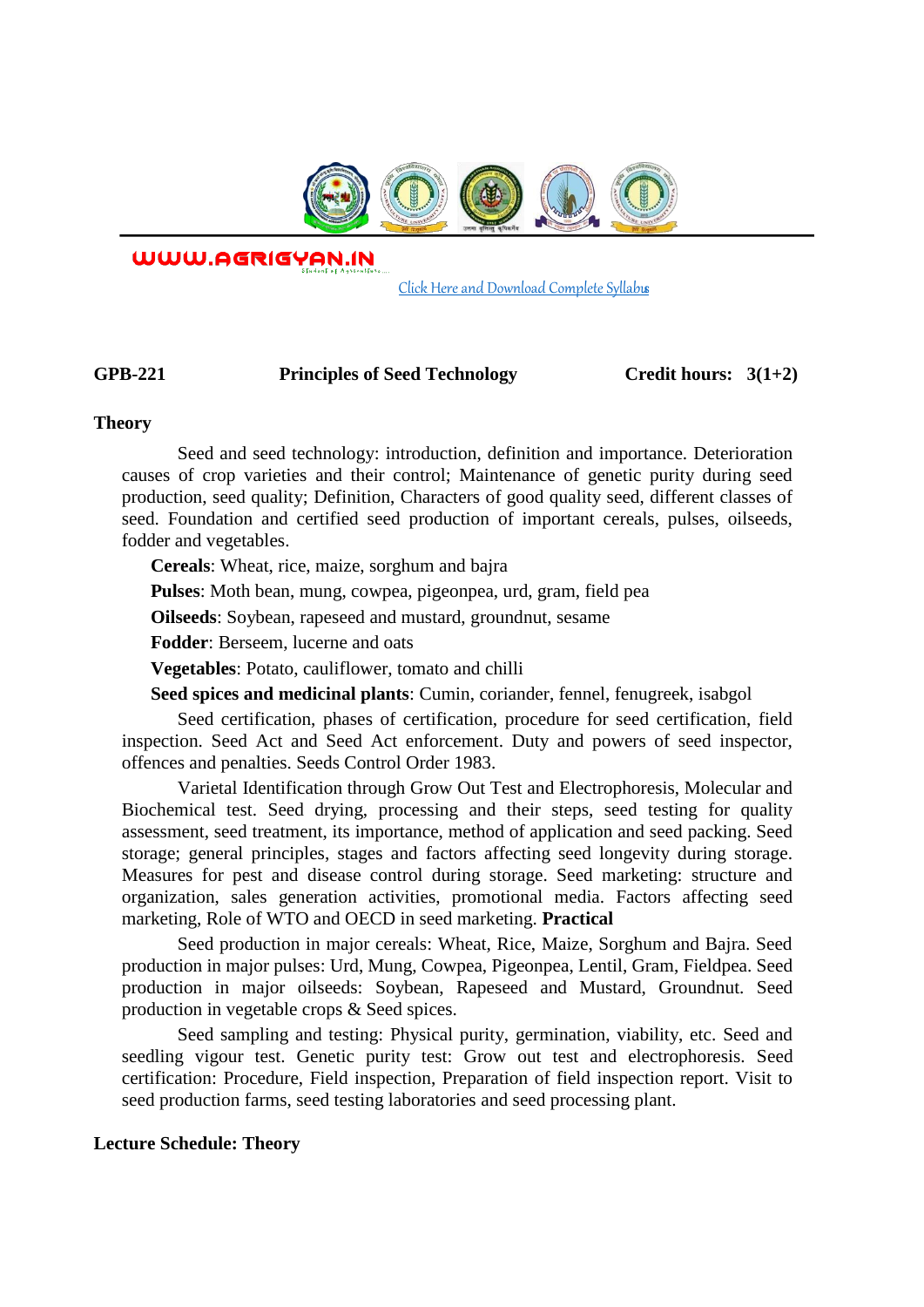WWW.AGRIGYAN.IN

Click Here and Download Complete Syllabus

**GPB-221** **Principles of Seed Technology** **Credit hours: 3(1+2)**

**Theory**

Seed and seed technology: introduction, definition and importance. Deterioration causes of crop varieties and their control; Maintenance of genetic purity during seed production, seed quality; Definition, Characters of good quality seed, different classes of seed. Foundation and certified seed production of important cereals, pulses, oilseeds, fodder and vegetables.

**Cereals**: Wheat, rice, maize, sorghum and bajra

**Pulses**: Moth bean, mung, cowpea, pigeonpea, urd, gram, field pea

**Oilseeds**: Soybean, rapeseed and mustard, groundnut, sesame

**Fodder**: Berseem, lucerne and oats

**Vegetables**: Potato, cauliflower, tomato and chilli

**Seed spices and medicinal plants**: Cumin, coriander, fennel, fenugreek, isabgol

Seed certification, phases of certification, procedure for seed certification, field inspection. Seed Act and Seed Act enforcement. Duty and powers of seed inspector, offences and penalties. Seeds Control Order 1983.

Varietal Identification through Grow Out Test and Electrophoresis, Molecular and Biochemical test. Seed drying, processing and their steps, seed testing for quality assessment, seed treatment, its importance, method of application and seed packing. Seed storage; general principles, stages and factors affecting seed longevity during storage. Measures for pest and disease control during storage. Seed marketing: structure and organization, sales generation activities, promotional media. Factors affecting seed marketing, Role of WTO and OECD in seed marketing. **Practical**

Seed production in major cereals: Wheat, Rice, Maize, Sorghum and Bajra. Seed production in major pulses: Urd, Mung, Cowpea, Pigeonpea, Lentil, Gram, Fieldpea. Seed production in major oilseeds: Soybean, Rapeseed and Mustard, Groundnut. Seed production in vegetable crops & Seed spices.

Seed sampling and testing: Physical purity, germination, viability, etc. Seed and seedling vigour test. Genetic purity test: Grow out test and electrophoresis. Seed certification: Procedure, Field inspection, Preparation of field inspection report. Visit to seed production farms, seed testing laboratories and seed processing plant.

**Lecture Schedule: Theory**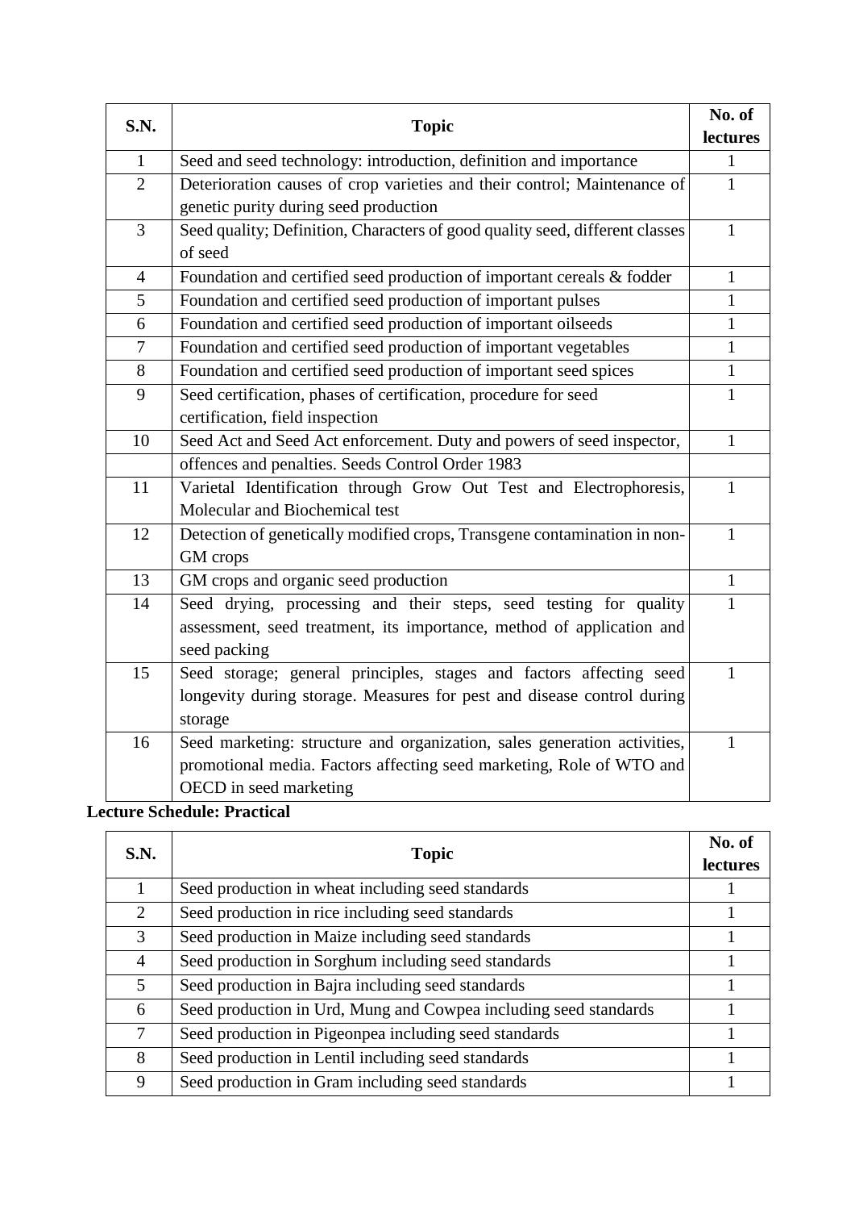| S.N. | Topic | No. of lectures |
|---|---|---|
| 1 | Seed and seed technology: introduction, definition and importance | 1 |
| 2 | Deterioration causes of crop varieties and their control; Maintenance of genetic purity during seed production | 1 |
| 3 | Seed quality; Definition, Characters of good quality seed, different classes of seed | 1 |
| 4 | Foundation and certified seed production of important cereals & fodder | 1 |
| 5 | Foundation and certified seed production of important pulses | 1 |
| 6 | Foundation and certified seed production of important oilseeds | 1 |
| 7 | Foundation and certified seed production of important vegetables | 1 |
| 8 | Foundation and certified seed production of important seed spices | 1 |
| 9 | Seed certification, phases of certification, procedure for seed certification, field inspection | 1 |
| 10 | Seed Act and Seed Act enforcement. Duty and powers of seed inspector, | 1 |
| | offences and penalties. Seeds Control Order 1983 | |
| 11 | Varietal Identification through Grow Out Test and Electrophoresis, Molecular and Biochemical test | 1 |
| 12 | Detection of genetically modified crops, Transgene contamination in non-GM crops | 1 |
| 13 | GM crops and organic seed production | 1 |
| 14 | Seed drying, processing and their steps, seed testing for quality assessment, seed treatment, its importance, method of application and seed packing | 1 |
| 15 | Seed storage; general principles, stages and factors affecting seed longevity during storage. Measures for pest and disease control during storage | 1 |
| 16 | Seed marketing: structure and organization, sales generation activities, promotional media. Factors affecting seed marketing, Role of WTO and OECD in seed marketing | 1 |

**Lecture Schedule: Practical**

| S.N. | Topic | No. of lectures |
|---|---|---|
| 1 | Seed production in wheat including seed standards | 1 |
| 2 | Seed production in rice including seed standards | 1 |
| 3 | Seed production in Maize including seed standards | 1 |
| 4 | Seed production in Sorghum including seed standards | 1 |
| 5 | Seed production in Bajra including seed standards | 1 |
| 6 | Seed production in Urd, Mung and Cowpea including seed standards | 1 |
| 7 | Seed production in Pigeonpea including seed standards | 1 |
| 8 | Seed production in Lentil including seed standards | 1 |
| 9 | Seed production in Gram including seed standards | 1 |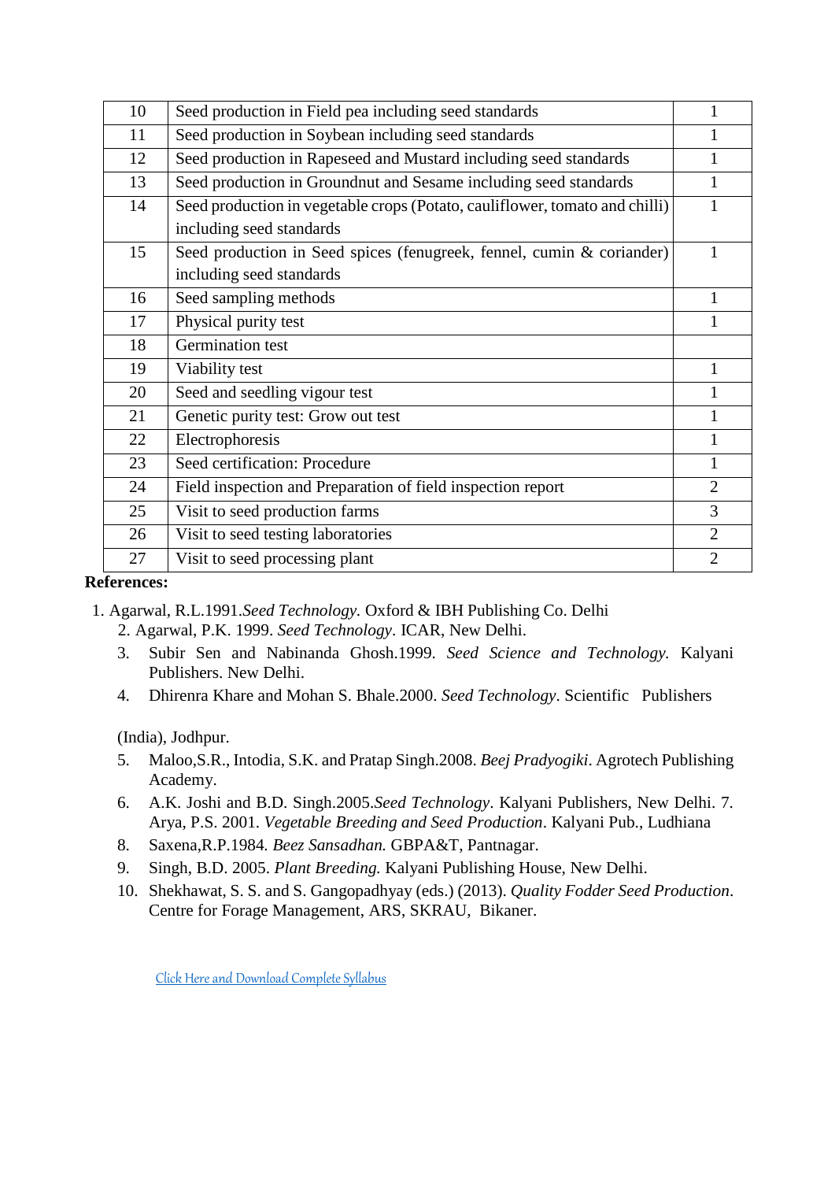| | | |
|---|---|---|
| 10 | Seed production in Field pea including seed standards | 1 |
| 11 | Seed production in Soybean including seed standards | 1 |
| 12 | Seed production in Rapeseed and Mustard including seed standards | 1 |
| 13 | Seed production in Groundnut and Sesame including seed standards | 1 |
| 14 | Seed production in vegetable crops (Potato, cauliflower, tomato and chilli) including seed standards | 1 |
| 15 | Seed production in Seed spices (fenugreek, fennel, cumin & coriander) including seed standards | 1 |
| 16 | Seed sampling methods | 1 |
| 17 | Physical purity test | 1 |
| 18 | Germination test | |
| 19 | Viability test | 1 |
| 20 | Seed and seedling vigour test | 1 |
| 21 | Genetic purity test: Grow out test | 1 |
| 22 | Electrophoresis | 1 |
| 23 | Seed certification: Procedure | 1 |
| 24 | Field inspection and Preparation of field inspection report | 2 |
| 25 | Visit to seed production farms | 3 |
| 26 | Visit to seed testing laboratories | 2 |
| 27 | Visit to seed processing plant | 2 |

**References:**

1. Agarwal, R.L.1991.*Seed Technology.* Oxford & IBH Publishing Co. Delhi
2. Agarwal, P.K. 1999. *Seed Technology*. ICAR, New Delhi.
3. Subir Sen and Nabinanda Ghosh.1999. *Seed Science and Technology.* Kalyani Publishers. New Delhi.
4. Dhirenra Khare and Mohan S. Bhale.2000. *Seed Technology*. Scientific Publishers (India), Jodhpur.
5. Maloo,S.R., Intodia, S.K. and Pratap Singh.2008. *Beej Pradyogiki*. Agrotech Publishing Academy.
6. A.K. Joshi and B.D. Singh.2005.*Seed Technology*. Kalyani Publishers, New Delhi.
7. Arya, P.S. 2001. *Vegetable Breeding and Seed Production*. Kalyani Pub., Ludhiana
8. Saxena,R.P.1984. *Beez Sansadhan.* GBPA&T, Pantnagar.
9. Singh, B.D. 2005. *Plant Breeding.* Kalyani Publishing House, New Delhi.
10. Shekhawat, S. S. and S. Gangopadhyay (eds.) (2013). *Quality Fodder Seed Production*. Centre for Forage Management, ARS, SKRAU, Bikaner.

Click Here and Download Complete Syllabus